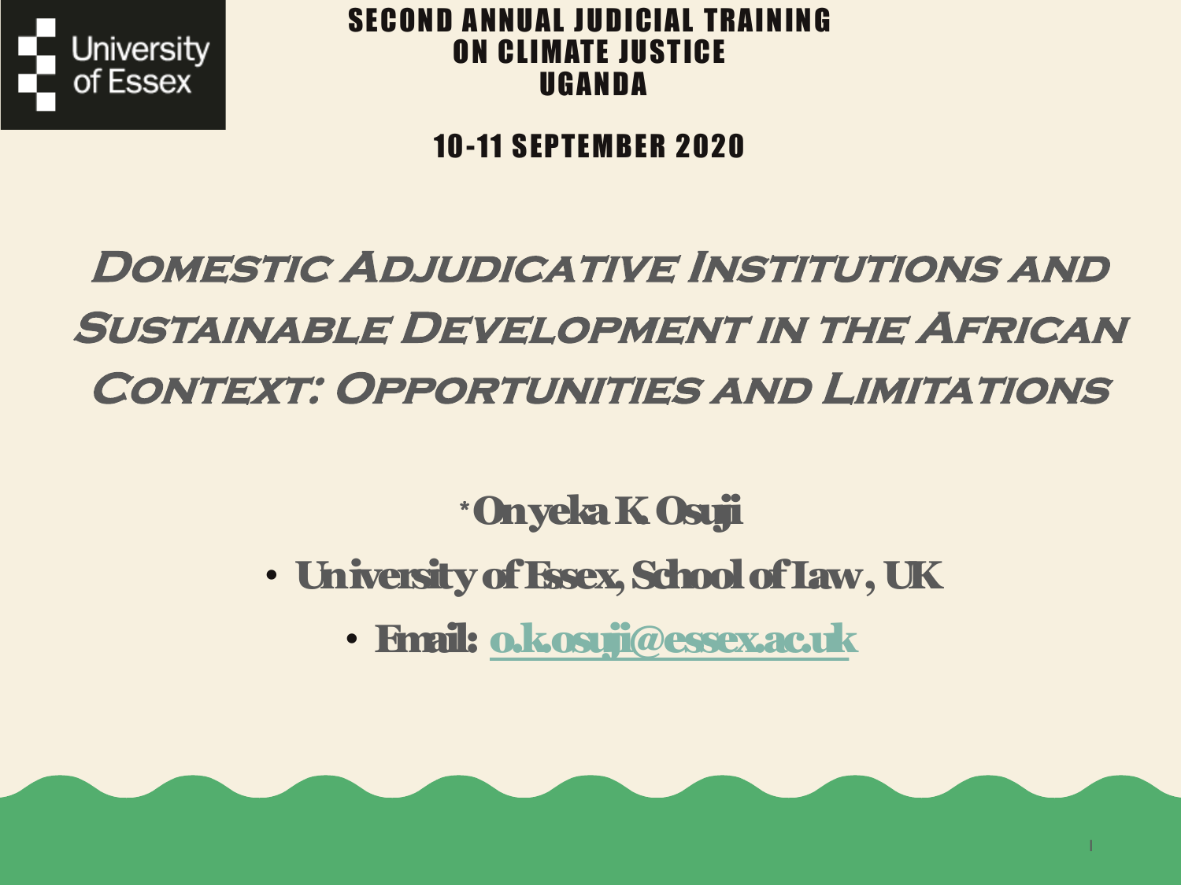University of Essex

**SECOND ANNUAL JUDICIAL TRAINING ON CLIMATE JUSTICE UGANDA**

**10-11 SEPTEMBER 2020**

# Domestic Adjudicative Institutions and Sustainable Development in the African Context: Opportunities and Limitations

**\*Onyeka K. Osuji**

- **University of Essex, School of Law, UK**
- **Email: o.k.osuji@essex.ac.uk**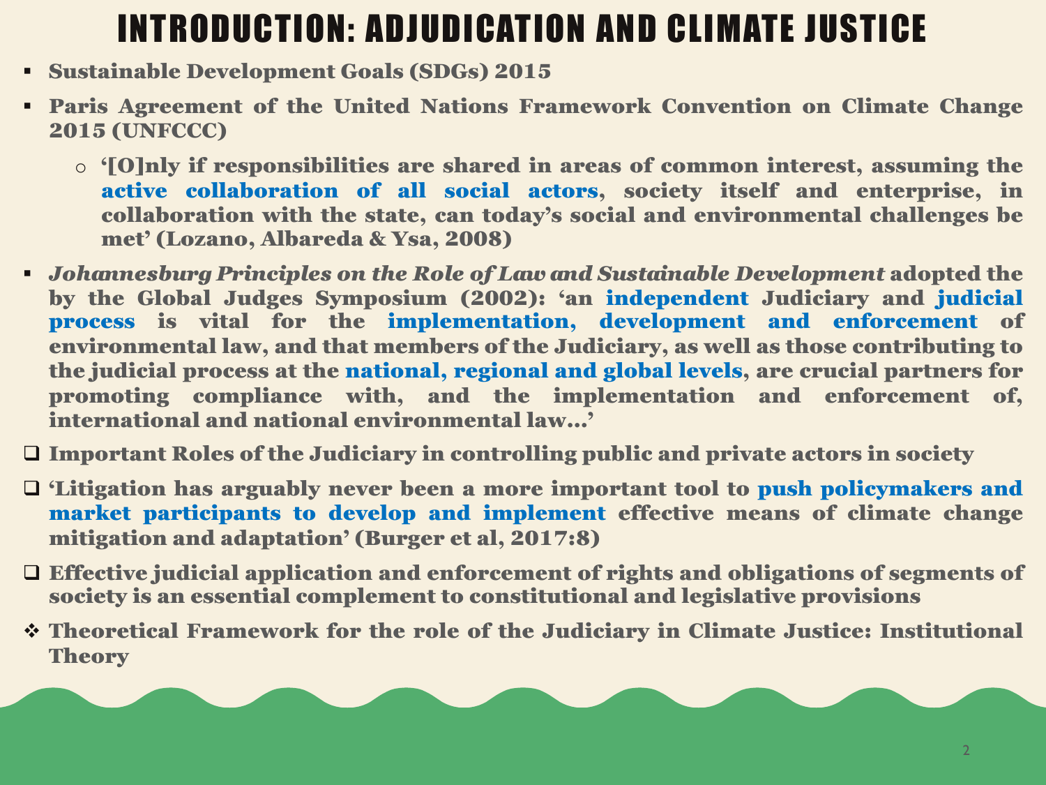# INTRODUCTION: ADJUDICATION AND CLIMATE JUSTICE

- **Sustainable Development Goals (SDGs) 2015**
- **Paris Agreement of the United Nations Framework Convention on Climate Change 2015 (UNFCCC)**
  - **'[O]nly if responsibilities are shared in areas of common interest, assuming the active collaboration of all social actors, society itself and enterprise, in collaboration with the state, can today's social and environmental challenges be met' (Lozano, Albareda & Ysa, 2008)**
- ***Johannesburg Principles on the Role of Law and Sustainable Development* adopted the by the Global Judges Symposium (2002): 'an independent Judiciary and judicial process is vital for the implementation, development and enforcement of environmental law, and that members of the Judiciary, as well as those contributing to the judicial process at the national, regional and global levels, are crucial partners for promoting compliance with, and the implementation and enforcement of, international and national environmental law…'**

- **Important Roles of the Judiciary in controlling public and private actors in society**
- **'Litigation has arguably never been a more important tool to push policymakers and market participants to develop and implement effective means of climate change mitigation and adaptation' (Burger et al, 2017:8)**
- **Effective judicial application and enforcement of rights and obligations of segments of society is an essential complement to constitutional and legislative provisions**

- **Theoretical Framework for the role of the Judiciary in Climate Justice: Institutional Theory**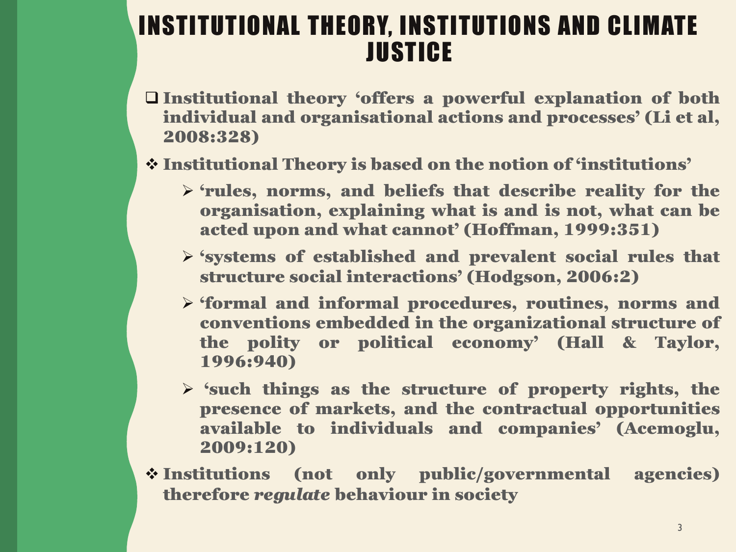# INSTITUTIONAL THEORY, INSTITUTIONS AND CLIMATE JUSTICE

- **Institutional theory 'offers a powerful explanation of both individual and organisational actions and processes' (Li et al, 2008:328)**

- **Institutional Theory is based on the notion of 'institutions'**
  - **'rules, norms, and beliefs that describe reality for the organisation, explaining what is and is not, what can be acted upon and what cannot' (Hoffman, 1999:351)**
  - **'systems of established and prevalent social rules that structure social interactions' (Hodgson, 2006:2)**
  - **'formal and informal procedures, routines, norms and conventions embedded in the organizational structure of the polity or political economy' (Hall & Taylor, 1996:940)**
  - **'such things as the structure of property rights, the presence of markets, and the contractual opportunities available to individuals and companies' (Acemoglu, 2009:120)**

- **Institutions (not only public/governmental agencies) therefore *regulate* behaviour in society**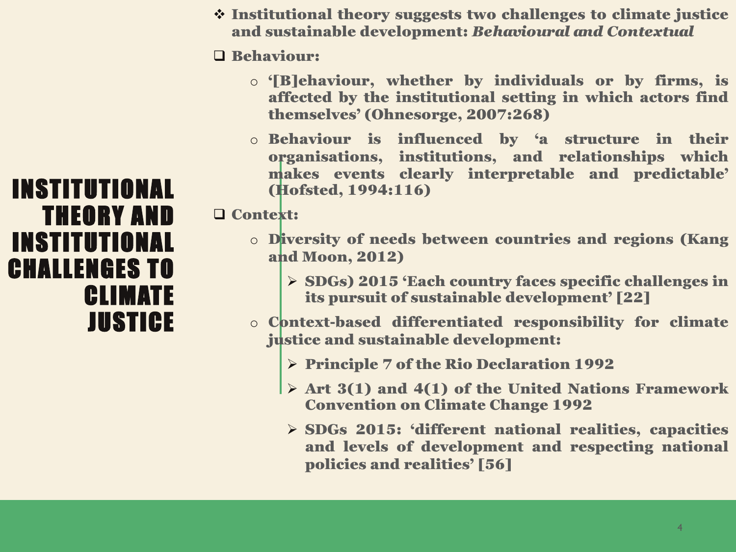# INSTITUTIONAL THEORY AND INSTITUTIONAL CHALLENGES TO CLIMATE JUSTICE

- **Institutional theory suggests two challenges to climate justice and sustainable development: *Behavioural and Contextual***

- **Behaviour:**
  - **'[B]ehaviour, whether by individuals or by firms, is affected by the institutional setting in which actors find themselves' (Ohnesorge, 2007:268)**
  - **Behaviour is influenced by 'a structure in their organisations, institutions, and relationships which makes events clearly interpretable and predictable' (Hofsted, 1994:116)**

- **Context:**
  - **Diversity of needs between countries and regions (Kang and Moon, 2012)**
    - **SDGs) 2015 'Each country faces specific challenges in its pursuit of sustainable development' [22]**
  - **Context-based differentiated responsibility for climate justice and sustainable development:**
    - **Principle 7 of the Rio Declaration 1992**
    - **Art 3(1) and 4(1) of the United Nations Framework Convention on Climate Change 1992**
    - **SDGs 2015: 'different national realities, capacities and levels of development and respecting national policies and realities' [56]**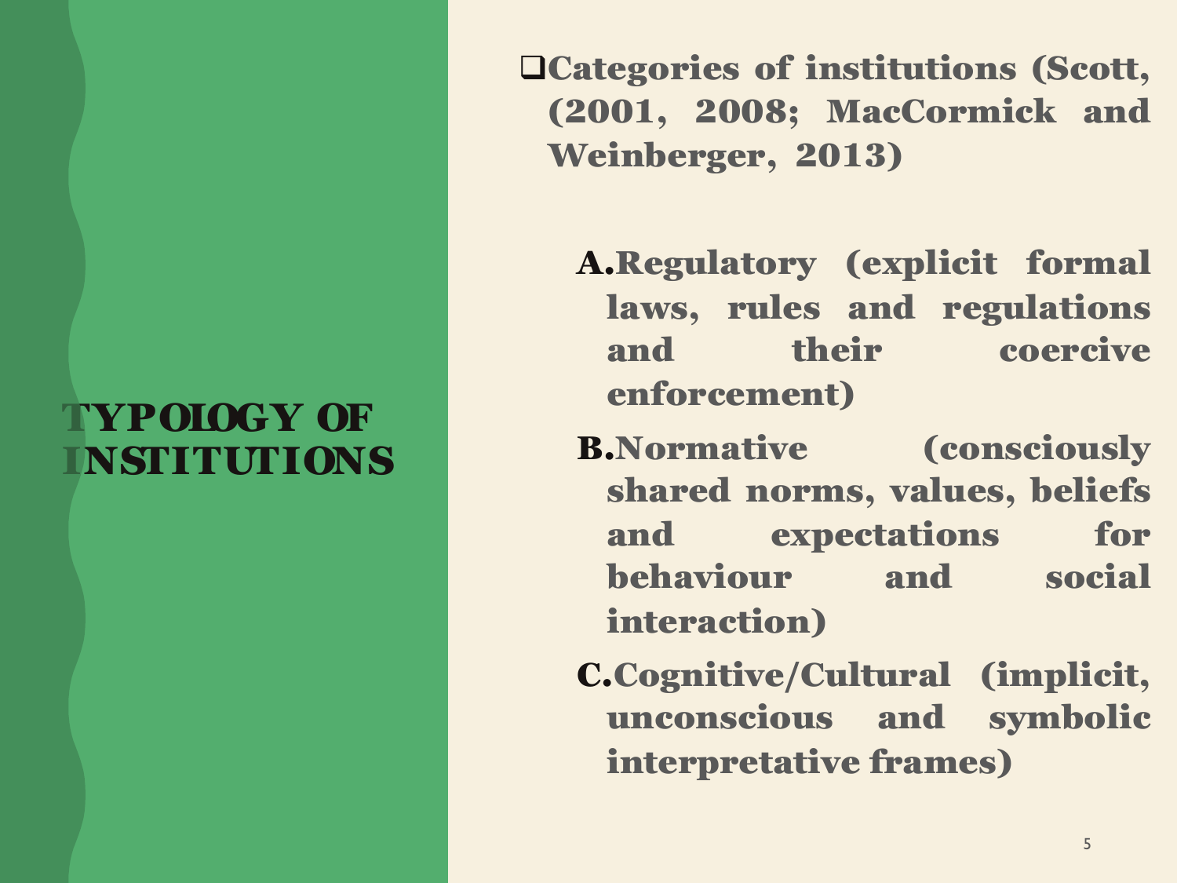# TYPOLOGY OF INSTITUTIONS

- **Categories of institutions (Scott, (2001, 2008; MacCormick and Weinberger, 2013)**

  **A. Regulatory (explicit formal laws, rules and regulations and their coercive enforcement)**

  **B. Normative (consciously shared norms, values, beliefs and expectations for behaviour and social interaction)**

  **C. Cognitive/Cultural (implicit, unconscious and symbolic interpretative frames)**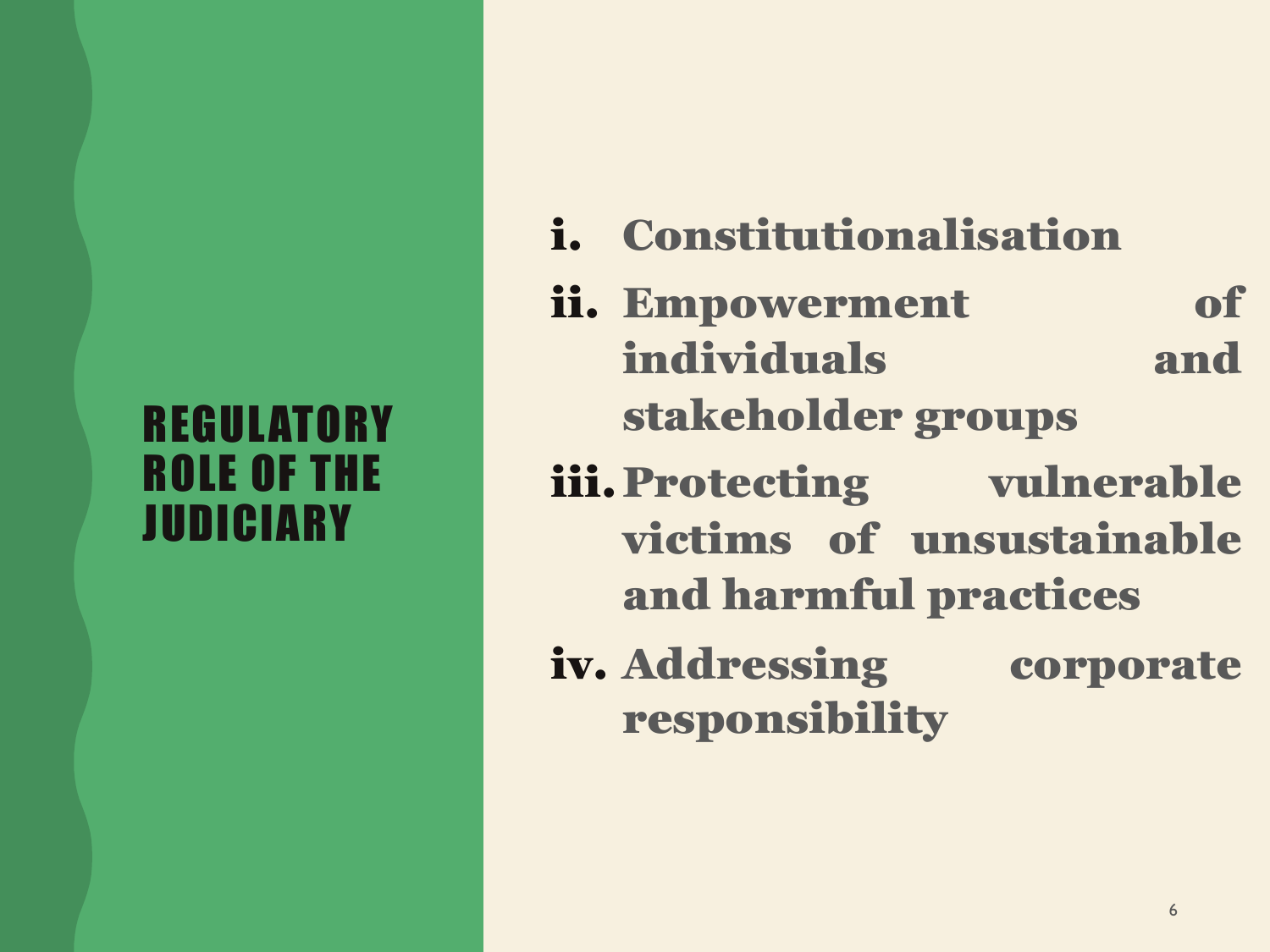# REGULATORY ROLE OF THE JUDICIARY

i. **Constitutionalisation**
ii. **Empowerment of individuals and stakeholder groups**
iii. **Protecting vulnerable victims of unsustainable and harmful practices**
iv. **Addressing corporate responsibility**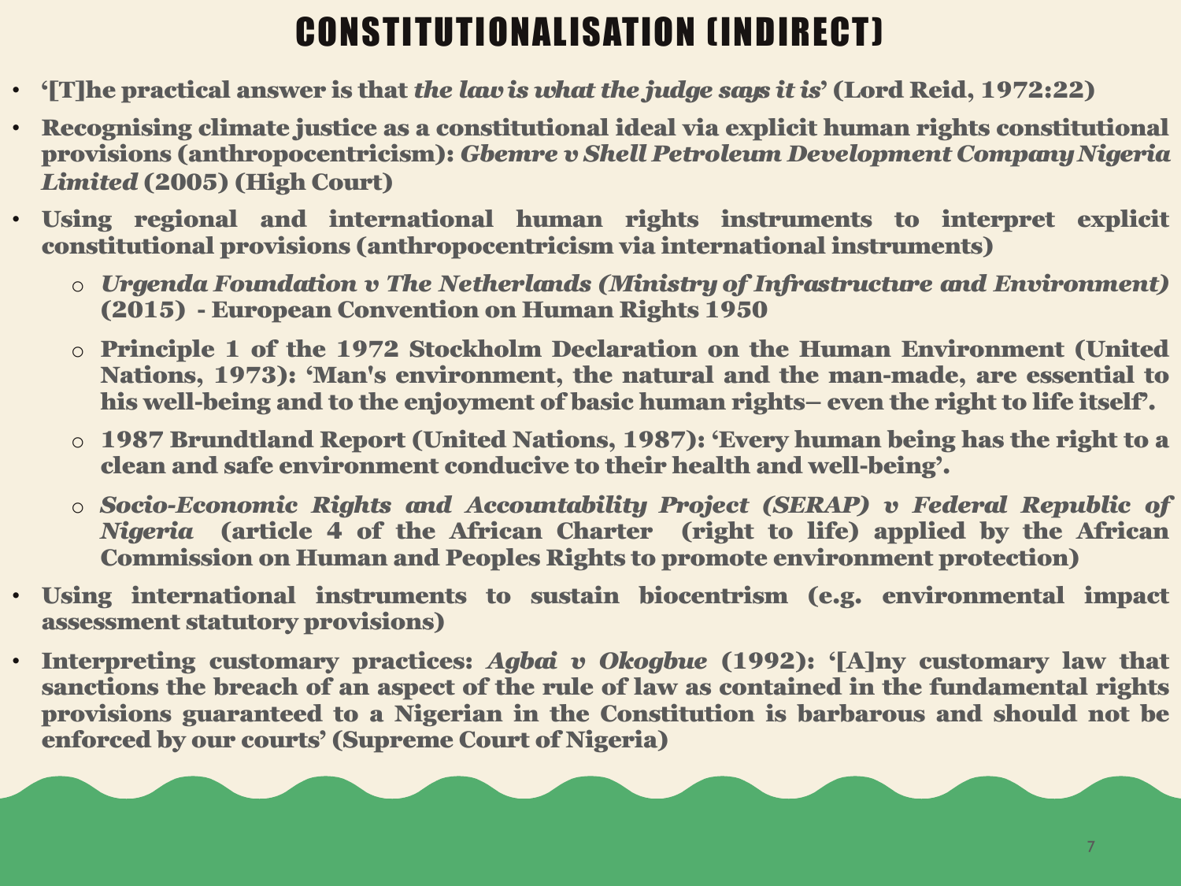# CONSTITUTIONALISATION (INDIRECT)

- **'[T]he practical answer is that *the law is what the judge says it is*' (Lord Reid, 1972:22)**
- **Recognising climate justice as a constitutional ideal via explicit human rights constitutional provisions (anthropocentricism): *Gbemre v Shell Petroleum Development Company Nigeria Limited* (2005) (High Court)**
- **Using regional and international human rights instruments to interpret explicit constitutional provisions (anthropocentricism via international instruments)**
  - ***Urgenda Foundation v The Netherlands (Ministry of Infrastructure and Environment)* (2015) - European Convention on Human Rights 1950**
  - **Principle 1 of the 1972 Stockholm Declaration on the Human Environment (United Nations, 1973): 'Man's environment, the natural and the man-made, are essential to his well-being and to the enjoyment of basic human rights– even the right to life itself'.**
  - **1987 Brundtland Report (United Nations, 1987): 'Every human being has the right to a clean and safe environment conducive to their health and well-being'.**
  - ***Socio-Economic Rights and Accountability Project (SERAP) v Federal Republic of Nigeria* (article 4 of the African Charter (right to life) applied by the African Commission on Human and Peoples Rights to promote environment protection)**
- **Using international instruments to sustain biocentrism (e.g. environmental impact assessment statutory provisions)**
- **Interpreting customary practices: *Agbai v Okogbue* (1992): '[A]ny customary law that sanctions the breach of an aspect of the rule of law as contained in the fundamental rights provisions guaranteed to a Nigerian in the Constitution is barbarous and should not be enforced by our courts' (Supreme Court of Nigeria)**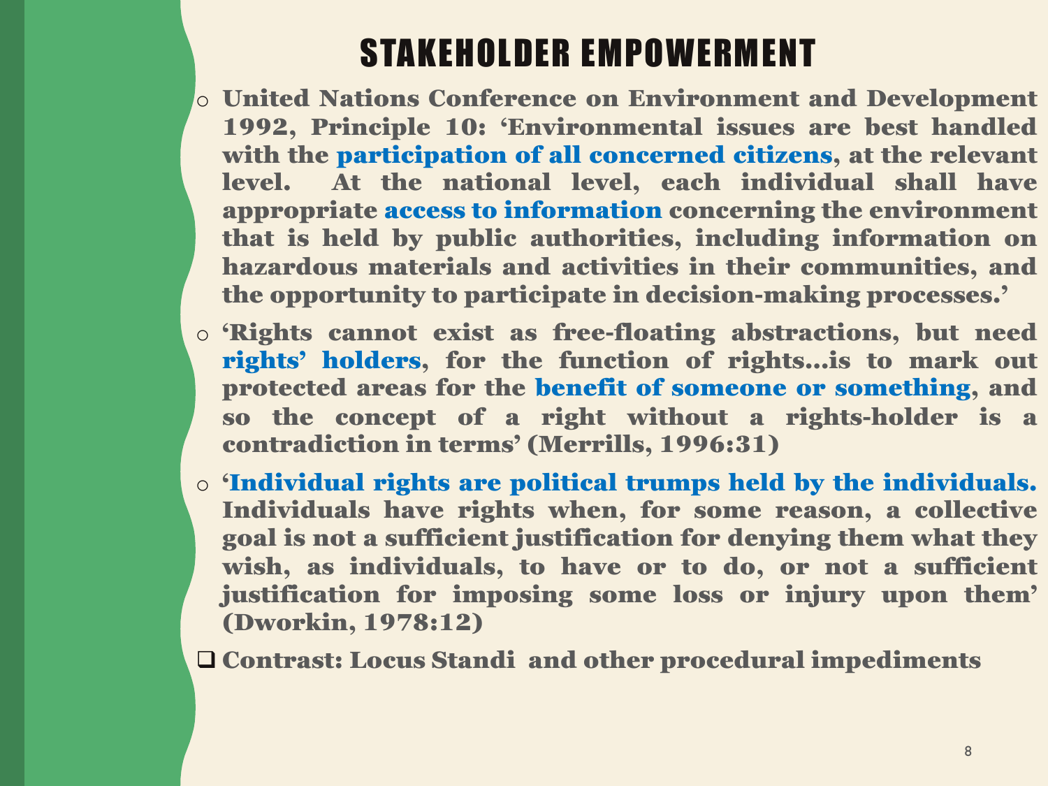# STAKEHOLDER EMPOWERMENT

- United Nations Conference on Environment and Development 1992, Principle 10: 'Environmental issues are best handled with the **participation of all concerned citizens**, at the relevant level. At the national level, each individual shall have appropriate **access to information** concerning the environment that is held by public authorities, including information on hazardous materials and activities in their communities, and the opportunity to participate in decision-making processes.'
- 'Rights cannot exist as free-floating abstractions, but need **rights' holders**, for the function of rights…is to mark out protected areas for the **benefit of someone or something**, and so the concept of a right without a rights-holder is a contradiction in terms' (Merrills, 1996:31)
- '**Individual rights are political trumps held by the individuals.** Individuals have rights when, for some reason, a collective goal is not a sufficient justification for denying them what they wish, as individuals, to have or to do, or not a sufficient justification for imposing some loss or injury upon them' (Dworkin, 1978:12)

- Contrast: Locus Standi and other procedural impediments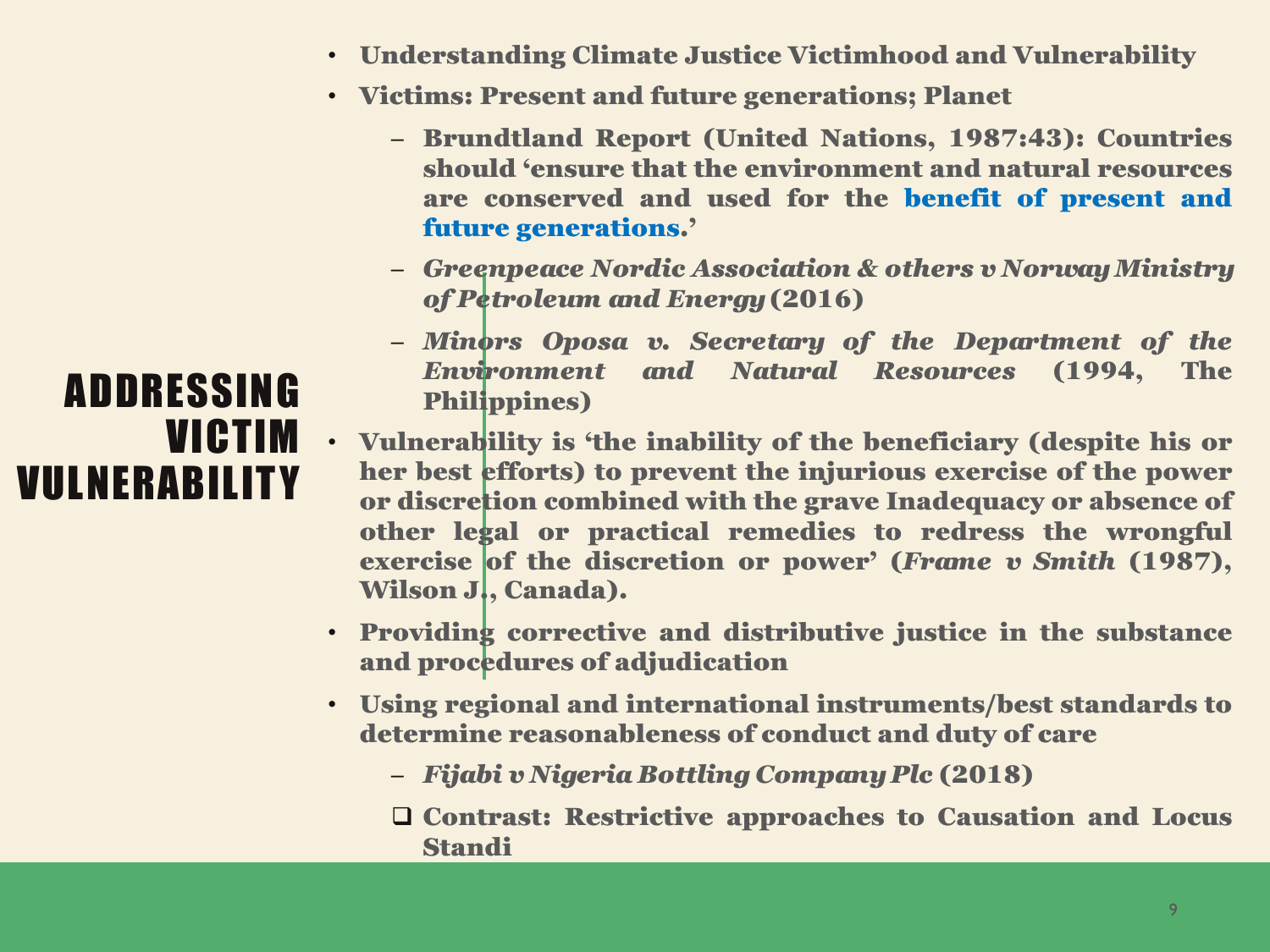# ADDRESSING VICTIM VULNERABILITY

- **Understanding Climate Justice Victimhood and Vulnerability**
- **Victims: Present and future generations; Planet**
  - **Brundtland Report (United Nations, 1987:43): Countries should 'ensure that the environment and natural resources are conserved and used for the benefit of present and future generations.'**
  - ***Greenpeace Nordic Association & others v Norway Ministry of Petroleum and Energy* (2016)**
  - ***Minors Oposa v. Secretary of the Department of the Environment and Natural Resources* (1994, The Philippines)**
- **Vulnerability is 'the inability of the beneficiary (despite his or her best efforts) to prevent the injurious exercise of the power or discretion combined with the grave Inadequacy or absence of other legal or practical remedies to redress the wrongful exercise of the discretion or power' (*Frame v Smith* (1987), Wilson J., Canada).**
- **Providing corrective and distributive justice in the substance and procedures of adjudication**
- **Using regional and international instruments/best standards to determine reasonableness of conduct and duty of care**
  - ***Fijabi v Nigeria Bottling Company Plc* (2018)**
  - ❑ **Contrast: Restrictive approaches to Causation and Locus Standi**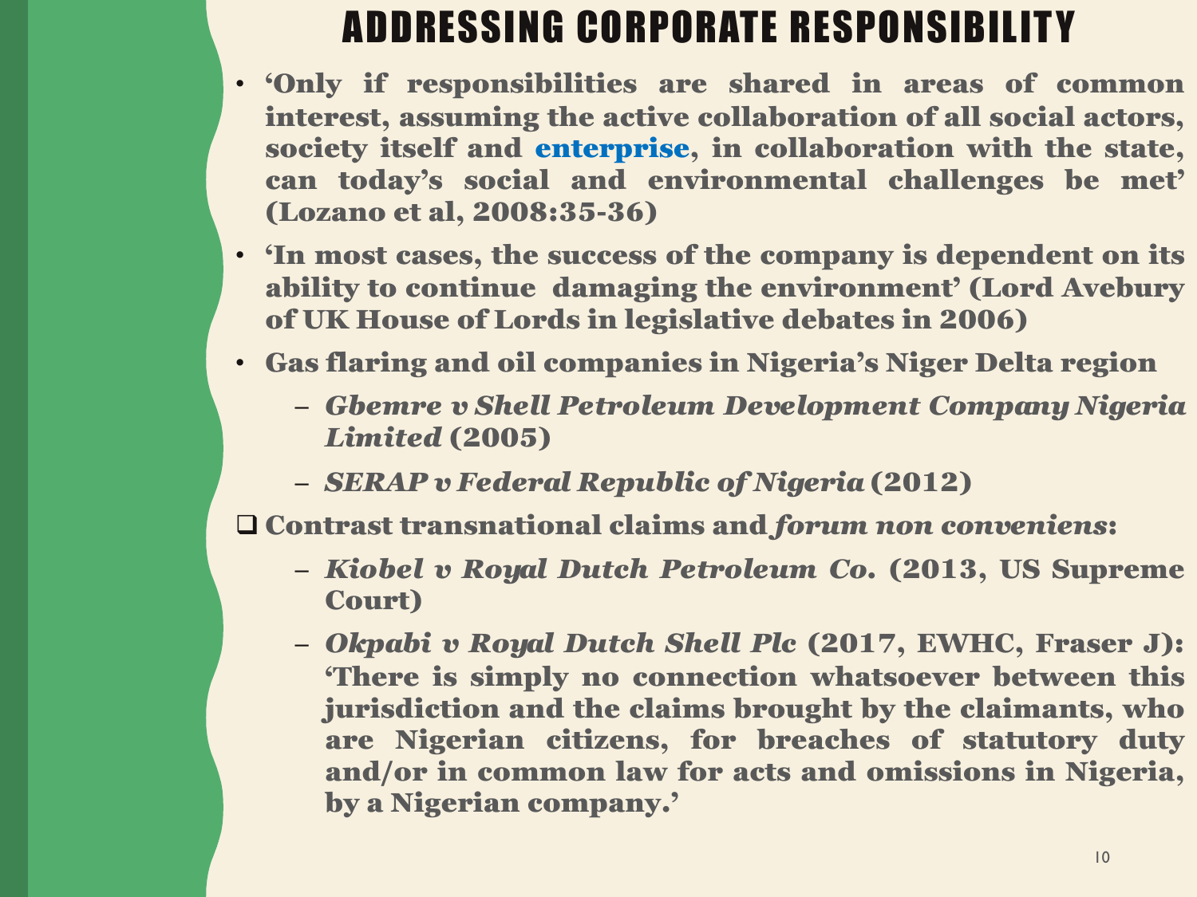# ADDRESSING CORPORATE RESPONSIBILITY

- **'Only if responsibilities are shared in areas of common interest, assuming the active collaboration of all social actors, society itself and enterprise, in collaboration with the state, can today's social and environmental challenges be met' (Lozano et al, 2008:35-36)**
- **'In most cases, the success of the company is dependent on its ability to continue damaging the environment' (Lord Avebury of UK House of Lords in legislative debates in 2006)**
- **Gas flaring and oil companies in Nigeria's Niger Delta region**
  - ***Gbemre v Shell Petroleum Development Company Nigeria Limited* (2005)**
  - ***SERAP v Federal Republic of Nigeria* (2012)**

- **Contrast transnational claims and *forum non conveniens*:**
  - ***Kiobel v Royal Dutch Petroleum Co.* (2013, US Supreme Court)**
  - ***Okpabi v Royal Dutch Shell Plc* (2017, EWHC, Fraser J): 'There is simply no connection whatsoever between this jurisdiction and the claims brought by the claimants, who are Nigerian citizens, for breaches of statutory duty and/or in common law for acts and omissions in Nigeria, by a Nigerian company.'**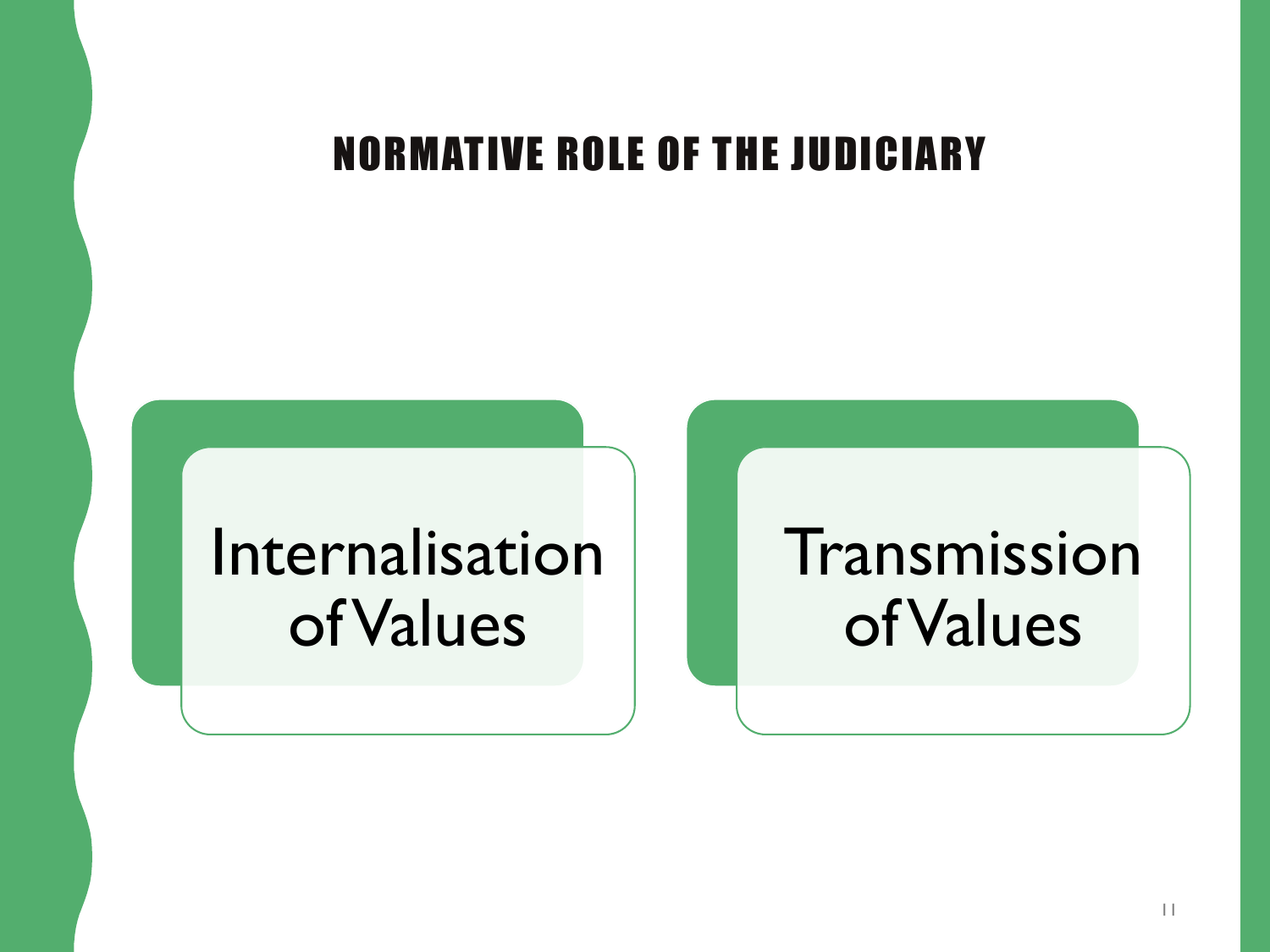# NORMATIVE ROLE OF THE JUDICIARY

- Internalisation of Values
- Transmission of Values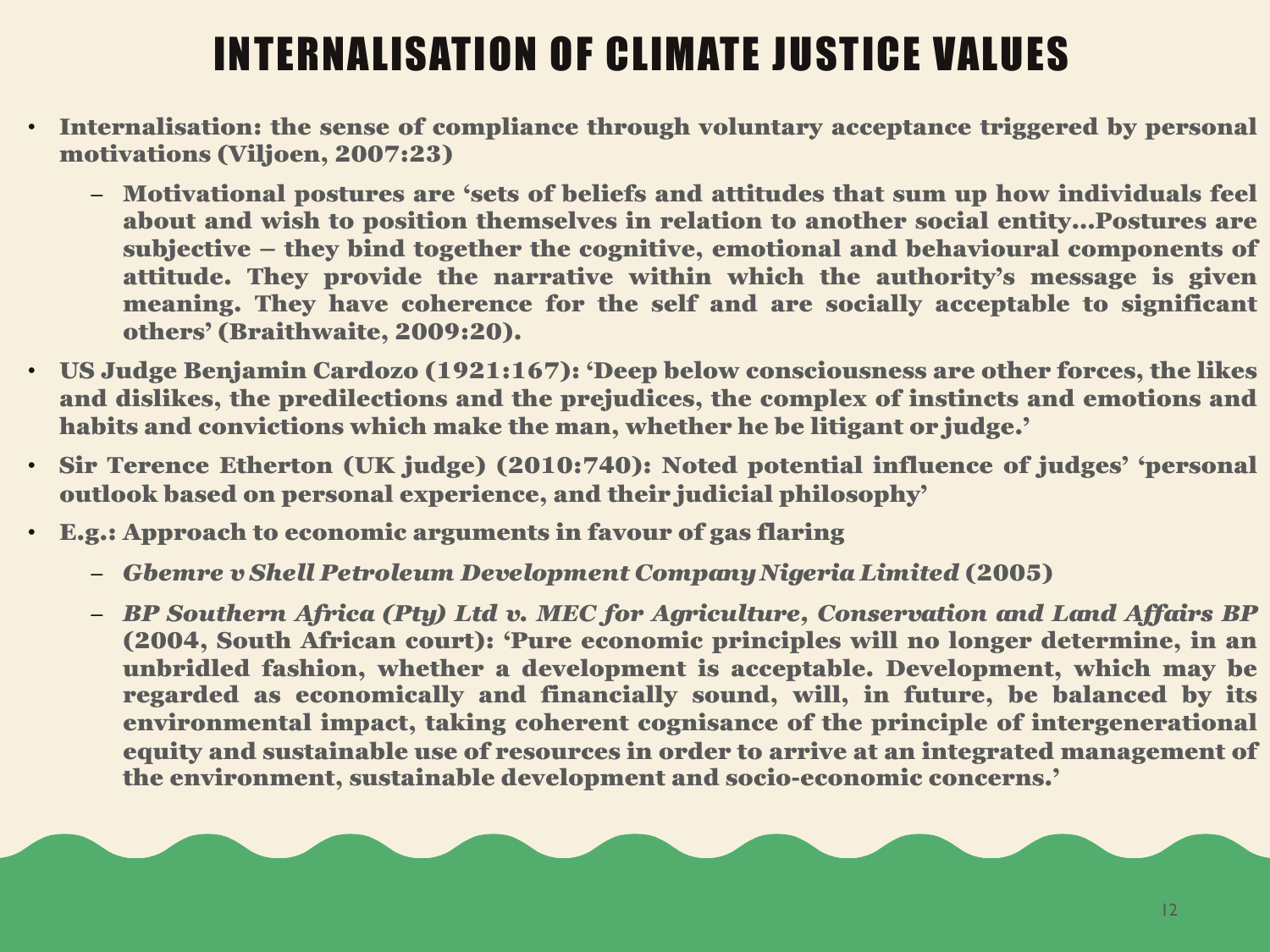# INTERNALISATION OF CLIMATE JUSTICE VALUES

- **Internalisation: the sense of compliance through voluntary acceptance triggered by personal motivations (Viljoen, 2007:23)**
  - **Motivational postures are 'sets of beliefs and attitudes that sum up how individuals feel about and wish to position themselves in relation to another social entity…Postures are subjective – they bind together the cognitive, emotional and behavioural components of attitude. They provide the narrative within which the authority's message is given meaning. They have coherence for the self and are socially acceptable to significant others' (Braithwaite, 2009:20).**
- **US Judge Benjamin Cardozo (1921:167): 'Deep below consciousness are other forces, the likes and dislikes, the predilections and the prejudices, the complex of instincts and emotions and habits and convictions which make the man, whether he be litigant or judge.'**
- **Sir Terence Etherton (UK judge) (2010:740): Noted potential influence of judges' 'personal outlook based on personal experience, and their judicial philosophy'**
- **E.g.: Approach to economic arguments in favour of gas flaring**
  - ***Gbemre v Shell Petroleum Development Company Nigeria Limited* (2005)**
  - ***BP Southern Africa (Pty) Ltd v. MEC for Agriculture, Conservation and Land Affairs BP* (2004, South African court): 'Pure economic principles will no longer determine, in an unbridled fashion, whether a development is acceptable. Development, which may be regarded as economically and financially sound, will, in future, be balanced by its environmental impact, taking coherent cognisance of the principle of intergenerational equity and sustainable use of resources in order to arrive at an integrated management of the environment, sustainable development and socio-economic concerns.'**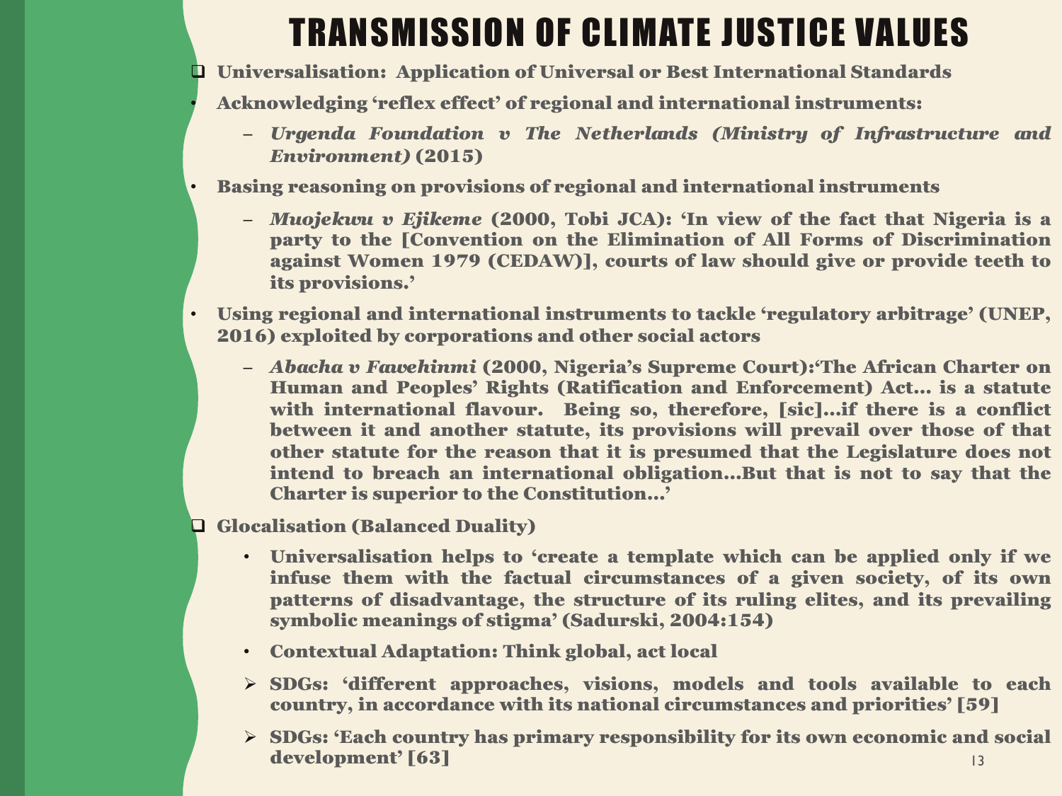# TRANSMISSION OF CLIMATE JUSTICE VALUES

- **Universalisation: Application of Universal or Best International Standards**
- **Acknowledging 'reflex effect' of regional and international instruments:**
  - ***Urgenda Foundation v The Netherlands (Ministry of Infrastructure and Environment)* (2015)**
- **Basing reasoning on provisions of regional and international instruments**
  - ***Muojekwu v Ejikeme* (2000, Tobi JCA): 'In view of the fact that Nigeria is a party to the [Convention on the Elimination of All Forms of Discrimination against Women 1979 (CEDAW)], courts of law should give or provide teeth to its provisions.'**
- **Using regional and international instruments to tackle 'regulatory arbitrage' (UNEP, 2016) exploited by corporations and other social actors**
  - ***Abacha v Fawehinmi* (2000, Nigeria's Supreme Court):'The African Charter on Human and Peoples' Rights (Ratification and Enforcement) Act… is a statute with international flavour. Being so, therefore, [sic]…if there is a conflict between it and another statute, its provisions will prevail over those of that other statute for the reason that it is presumed that the Legislature does not intend to breach an international obligation…But that is not to say that the Charter is superior to the Constitution…'**
- **Glocalisation (Balanced Duality)**
  - **Universalisation helps to 'create a template which can be applied only if we infuse them with the factual circumstances of a given society, of its own patterns of disadvantage, the structure of its ruling elites, and its prevailing symbolic meanings of stigma' (Sadurski, 2004:154)**
  - **Contextual Adaptation: Think global, act local**
  - **SDGs: 'different approaches, visions, models and tools available to each country, in accordance with its national circumstances and priorities' [59]**
  - **SDGs: 'Each country has primary responsibility for its own economic and social development' [63]**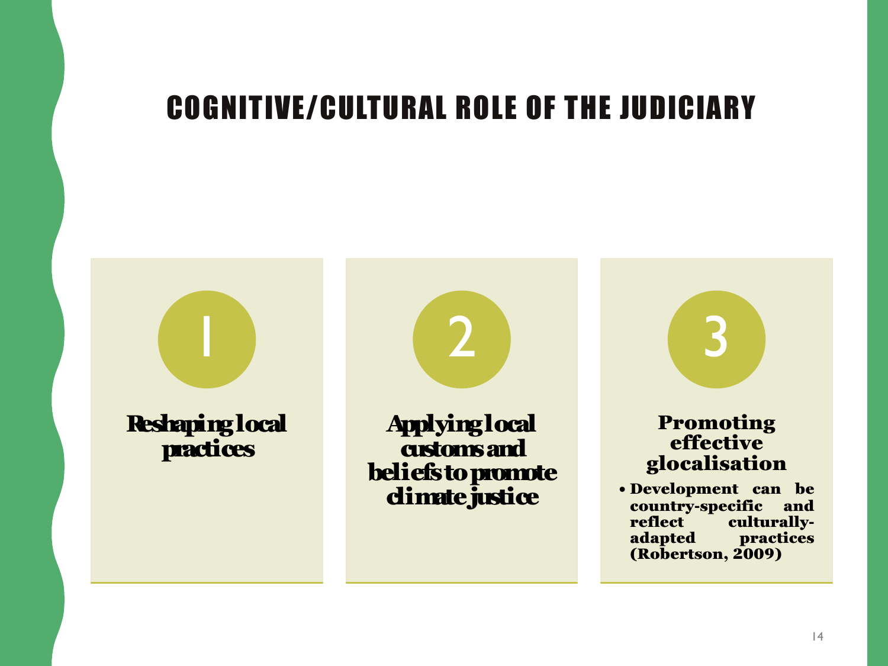# COGNITIVE/CULTURAL ROLE OF THE JUDICIARY

### 1

**Reshaping local practices**

### 2

**Applying local customs and beliefs to promote climate justice**

### 3

**Promoting effective glocalisation**

- **Development can be country-specific and reflect culturally-adapted practices (Robertson, 2009)**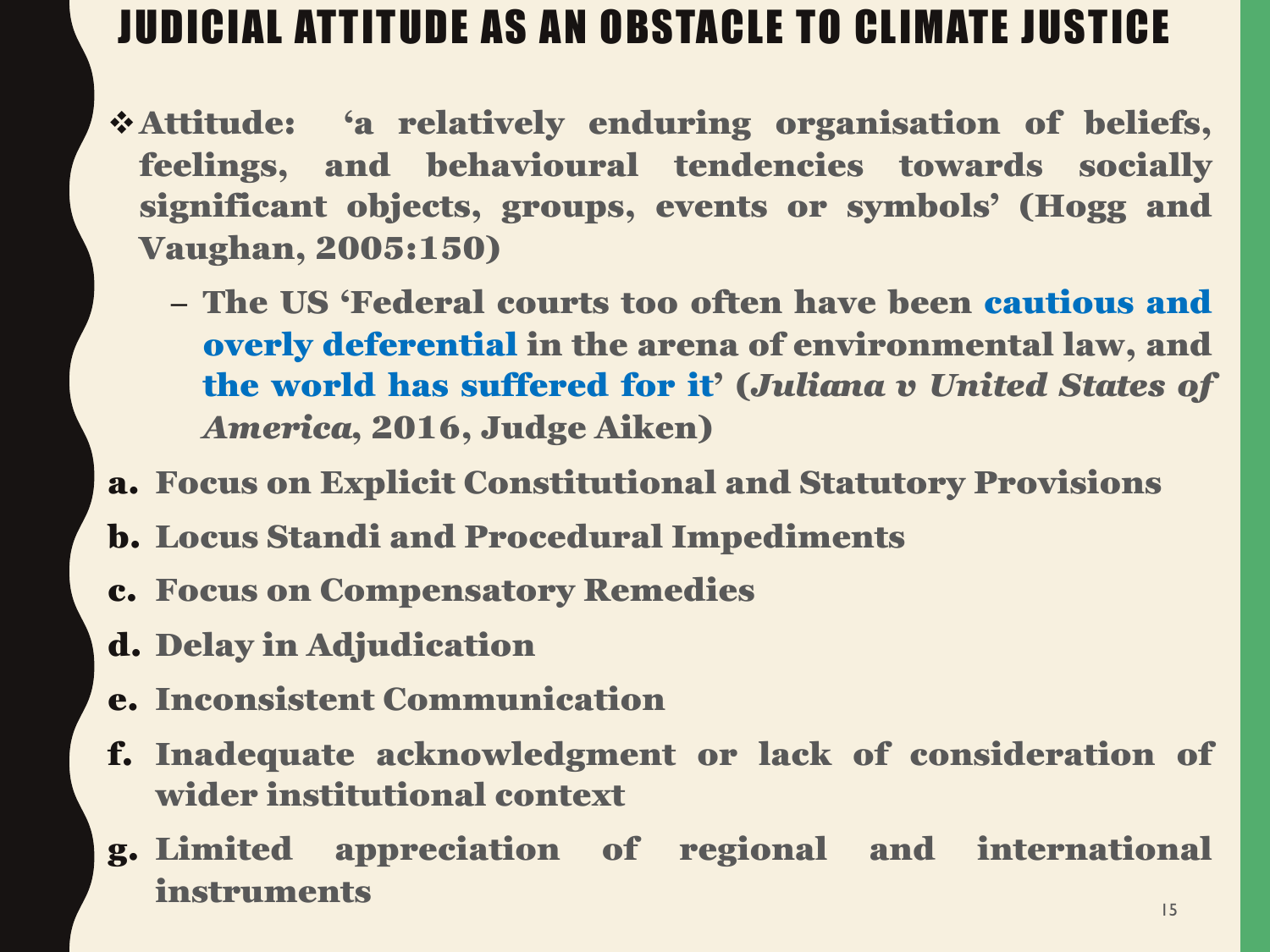# JUDICIAL ATTITUDE AS AN OBSTACLE TO CLIMATE JUSTICE

- **Attitude: 'a relatively enduring organisation of beliefs, feelings, and behavioural tendencies towards socially significant objects, groups, events or symbols' (Hogg and Vaughan, 2005:150)**
  - **The US 'Federal courts too often have been cautious and overly deferential in the arena of environmental law, and the world has suffered for it' (*Juliana v United States of America*, 2016, Judge Aiken)**

a. **Focus on Explicit Constitutional and Statutory Provisions**

b. **Locus Standi and Procedural Impediments**

c. **Focus on Compensatory Remedies**

d. **Delay in Adjudication**

e. **Inconsistent Communication**

f. **Inadequate acknowledgment or lack of consideration of wider institutional context**

g. **Limited appreciation of regional and international instruments**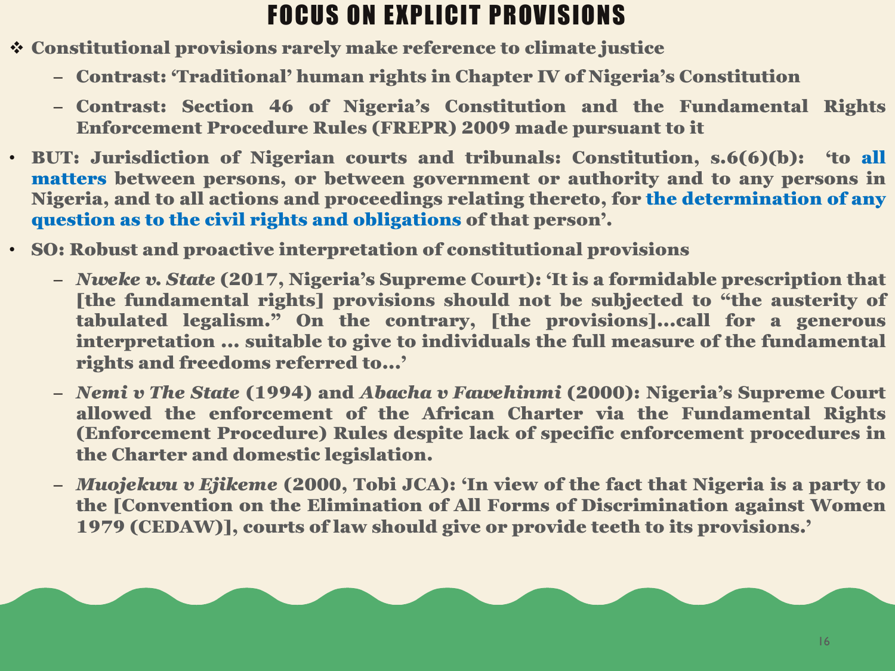# FOCUS ON EXPLICIT PROVISIONS

- **Constitutional provisions rarely make reference to climate justice**
  - **Contrast: 'Traditional' human rights in Chapter IV of Nigeria's Constitution**
  - **Contrast: Section 46 of Nigeria's Constitution and the Fundamental Rights Enforcement Procedure Rules (FREPR) 2009 made pursuant to it**
- **BUT: Jurisdiction of Nigerian courts and tribunals: Constitution, s.6(6)(b): 'to all matters between persons, or between government or authority and to any persons in Nigeria, and to all actions and proceedings relating thereto, for the determination of any question as to the civil rights and obligations of that person'.**
- **SO: Robust and proactive interpretation of constitutional provisions**
  - ***Nweke v. State* (2017, Nigeria's Supreme Court): 'It is a formidable prescription that [the fundamental rights] provisions should not be subjected to "the austerity of tabulated legalism." On the contrary, [the provisions]…call for a generous interpretation … suitable to give to individuals the full measure of the fundamental rights and freedoms referred to…'**
  - ***Nemi v The State* (1994) and *Abacha v Fawehinmi* (2000): Nigeria's Supreme Court allowed the enforcement of the African Charter via the Fundamental Rights (Enforcement Procedure) Rules despite lack of specific enforcement procedures in the Charter and domestic legislation.**
  - ***Muojekwu v Ejikeme* (2000, Tobi JCA): 'In view of the fact that Nigeria is a party to the [Convention on the Elimination of All Forms of Discrimination against Women 1979 (CEDAW)], courts of law should give or provide teeth to its provisions.'**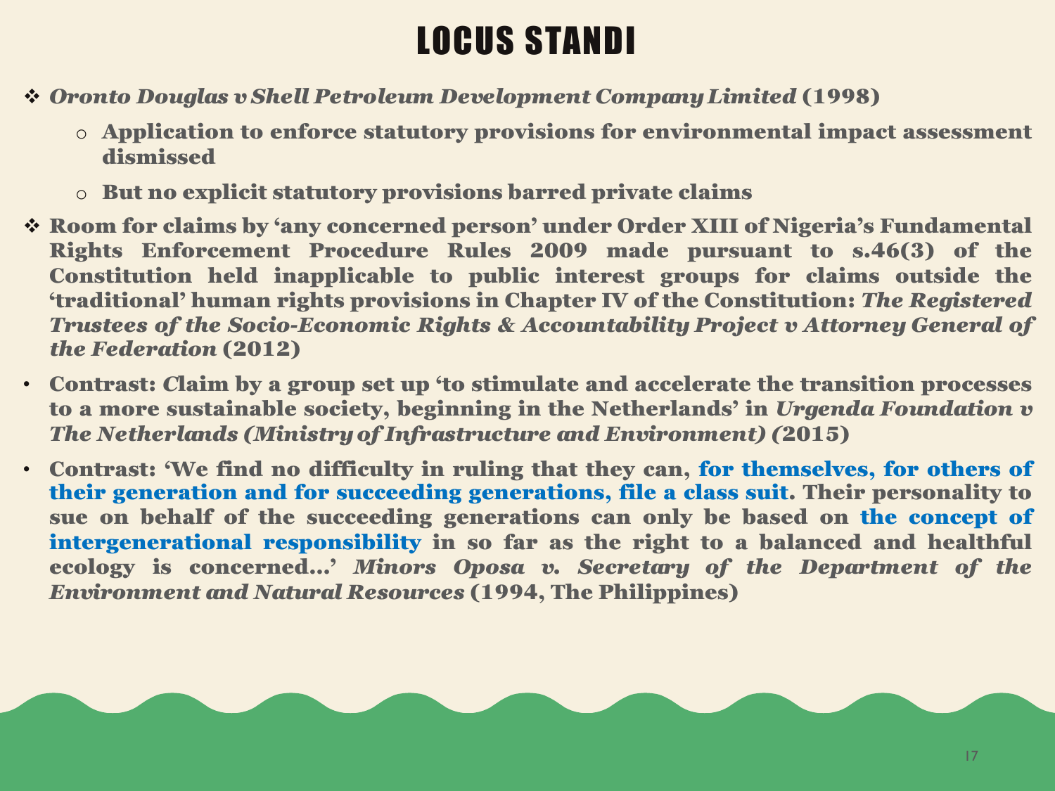# LOCUS STANDI

- ***Oronto Douglas v Shell Petroleum Development Company Limited* (1998)**
  - **Application to enforce statutory provisions for environmental impact assessment dismissed**
  - **But no explicit statutory provisions barred private claims**
- **Room for claims by 'any concerned person' under Order XIII of Nigeria's Fundamental Rights Enforcement Procedure Rules 2009 made pursuant to s.46(3) of the Constitution held inapplicable to public interest groups for claims outside the 'traditional' human rights provisions in Chapter IV of the Constitution: *The Registered Trustees of the Socio-Economic Rights & Accountability Project v Attorney General of the Federation* (2012)**
- **Contrast: Claim by a group set up 'to stimulate and accelerate the transition processes to a more sustainable society, beginning in the Netherlands' in *Urgenda Foundation v The Netherlands (Ministry of Infrastructure and Environment)* (2015)**
- **Contrast: 'We find no difficulty in ruling that they can, for themselves, for others of their generation and for succeeding generations, file a class suit. Their personality to sue on behalf of the succeeding generations can only be based on the concept of intergenerational responsibility in so far as the right to a balanced and healthful ecology is concerned…' *Minors Oposa v. Secretary of the Department of the Environment and Natural Resources* (1994, The Philippines)**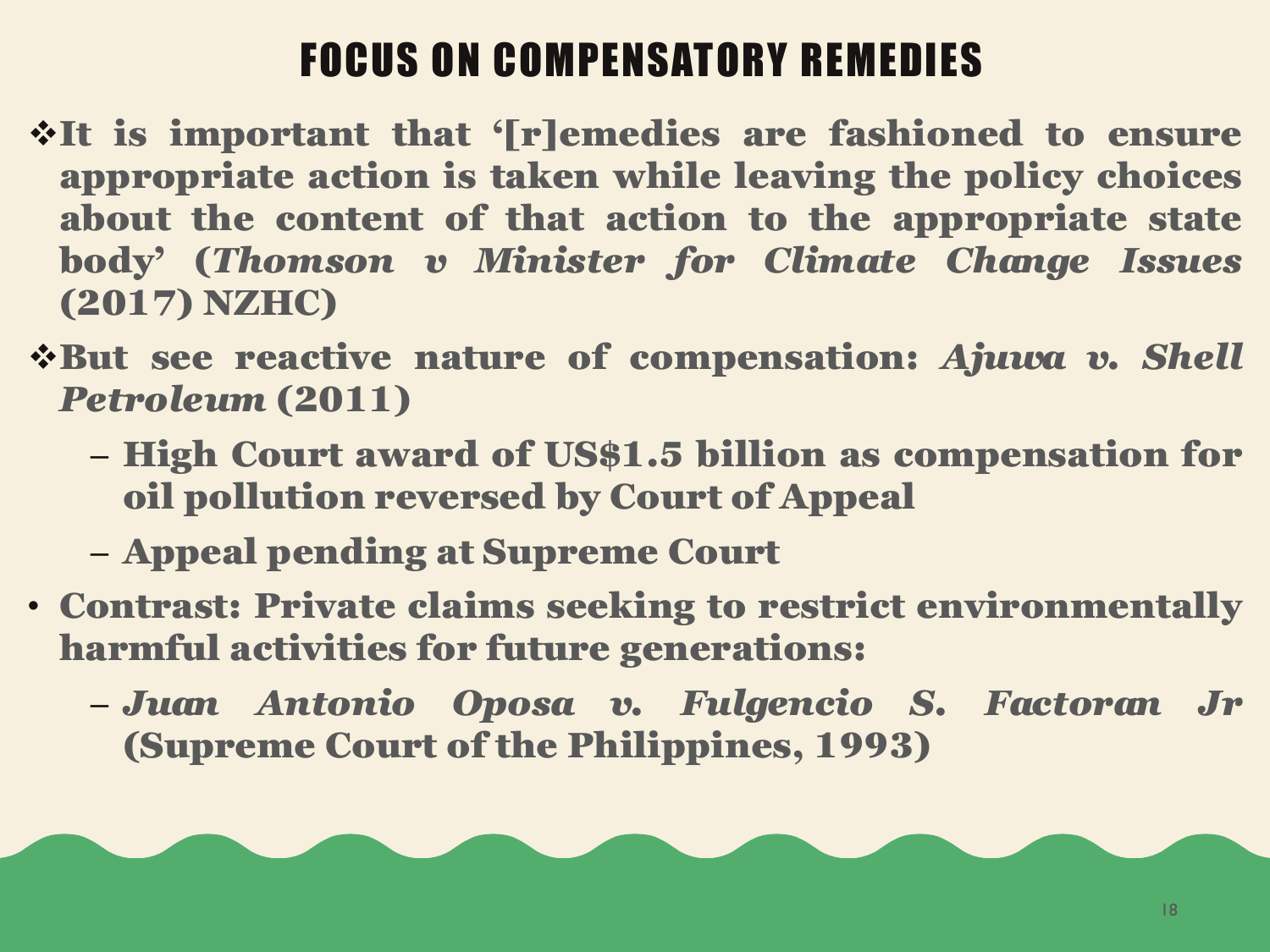# FOCUS ON COMPENSATORY REMEDIES

- **It is important that '[r]emedies are fashioned to ensure appropriate action is taken while leaving the policy choices about the content of that action to the appropriate state body' (*Thomson v Minister for Climate Change Issues* (2017) NZHC)**
- **But see reactive nature of compensation: *Ajuwa v. Shell Petroleum* (2011)**
  - **High Court award of US$1.5 billion as compensation for oil pollution reversed by Court of Appeal**
  - **Appeal pending at Supreme Court**
- **Contrast: Private claims seeking to restrict environmentally harmful activities for future generations:**
  - ***Juan Antonio Oposa v. Fulgencio S. Factoran Jr* (Supreme Court of the Philippines, 1993)**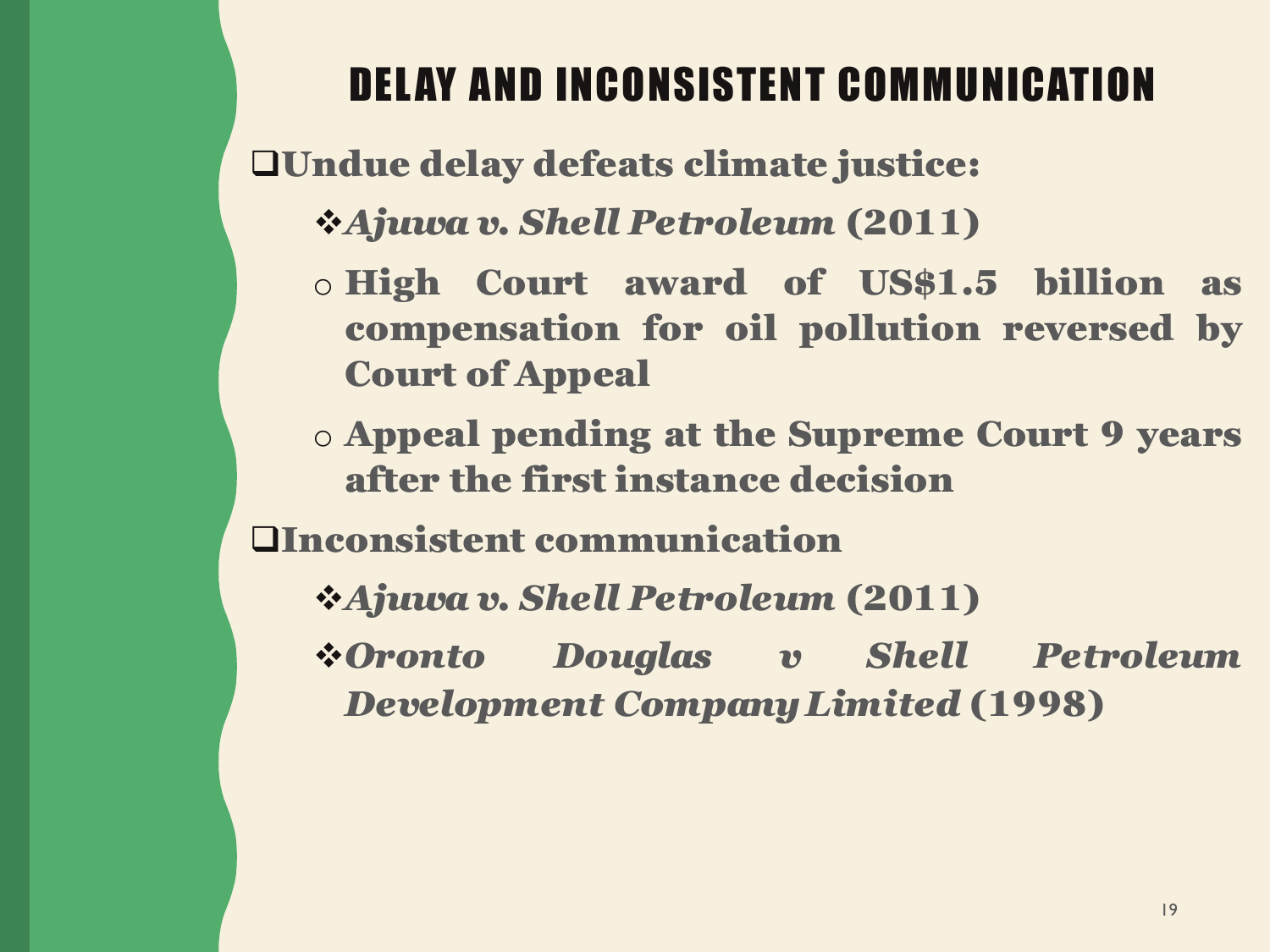# DELAY AND INCONSISTENT COMMUNICATION

- **Undue delay defeats climate justice:**
  - ***Ajuwa v. Shell Petroleum* (2011)**
    - **High Court award of US$1.5 billion as compensation for oil pollution reversed by Court of Appeal**
    - **Appeal pending at the Supreme Court 9 years after the first instance decision**
- **Inconsistent communication**
  - ***Ajuwa v. Shell Petroleum* (2011)**
  - ***Oronto Douglas v Shell Petroleum Development Company Limited* (1998)**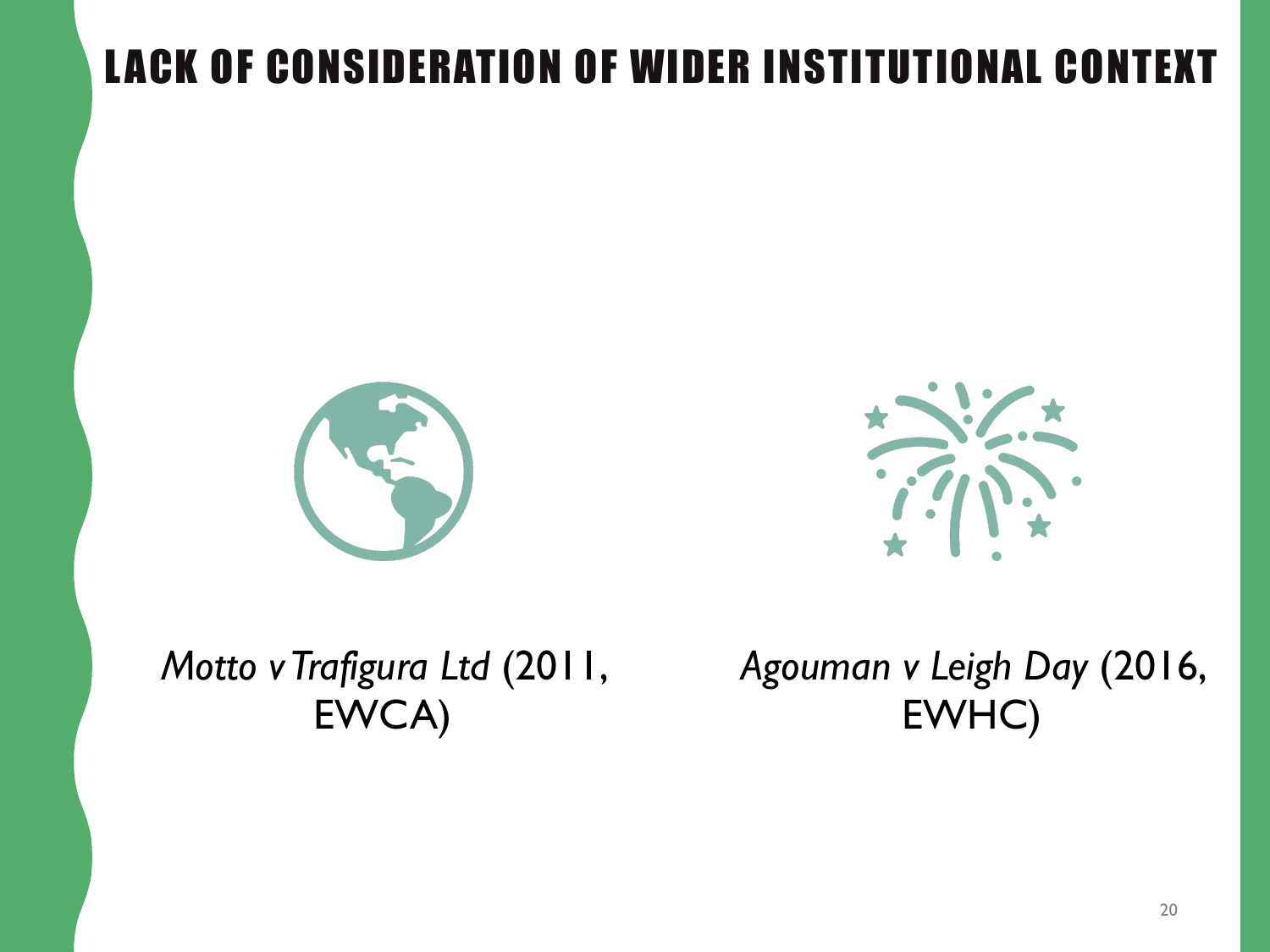# LACK OF CONSIDERATION OF WIDER INSTITUTIONAL CONTEXT

*Motto v Trafigura Ltd* (2011, EWCA)

*Agouman v Leigh Day* (2016, EWHC)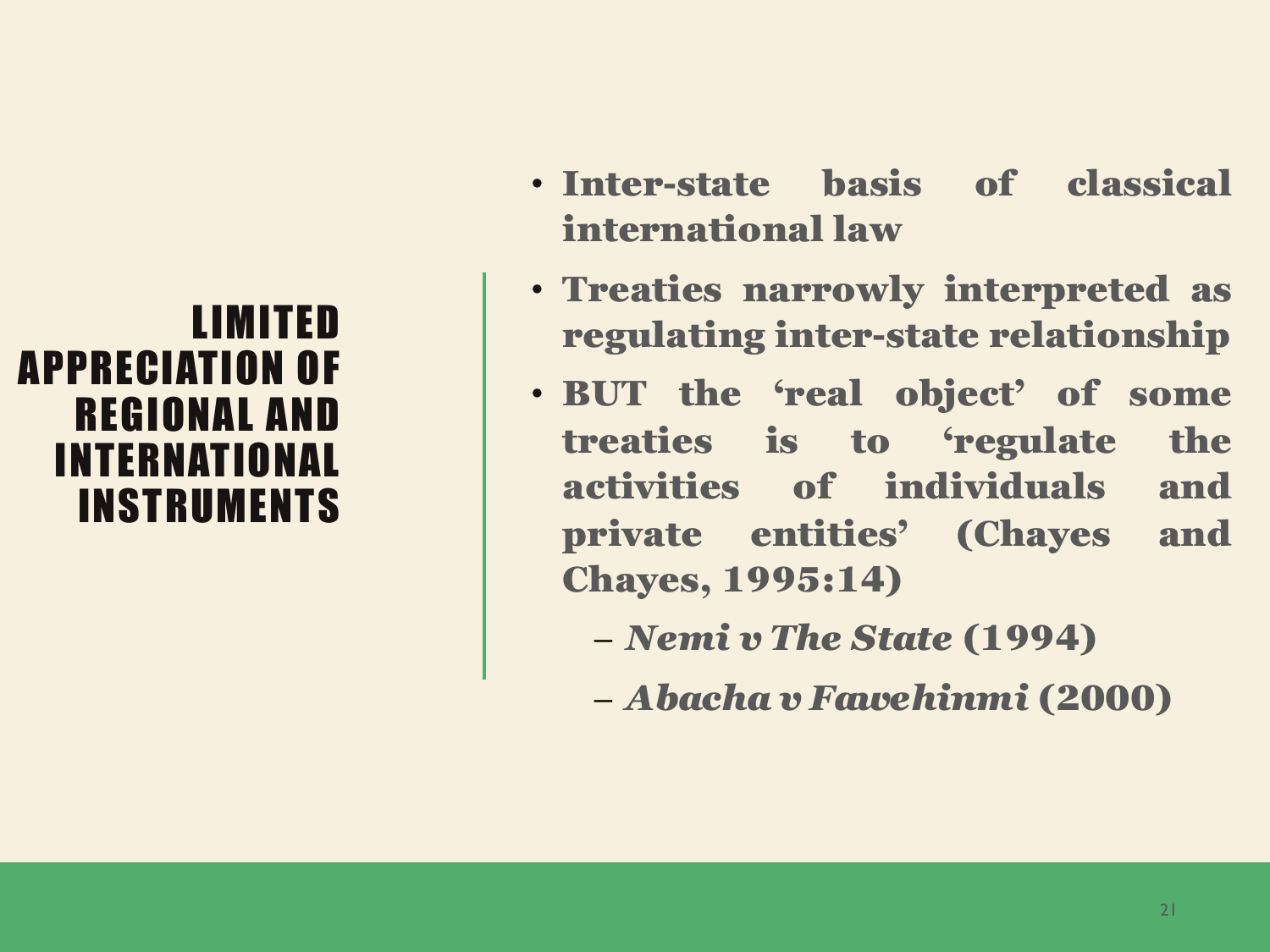# LIMITED APPRECIATION OF REGIONAL AND INTERNATIONAL INSTRUMENTS

- **Inter-state basis of classical international law**
- **Treaties narrowly interpreted as regulating inter-state relationship**
- **BUT the 'real object' of some treaties is to 'regulate the activities of individuals and private entities' (Chayes and Chayes, 1995:14)**
  - ***Nemi v The State* (1994)**
  - ***Abacha v Fawehinmi* (2000)**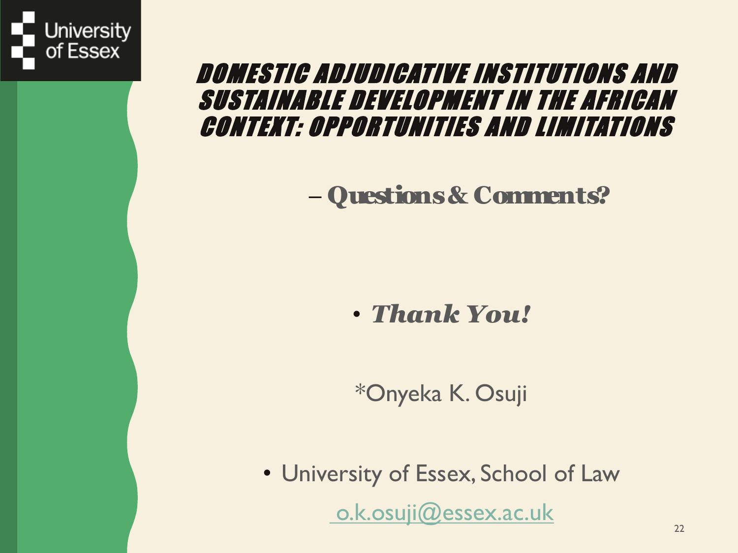University of Essex

# *DOMESTIC ADJUDICATIVE INSTITUTIONS AND SUSTAINABLE DEVELOPMENT IN THE AFRICAN CONTEXT: OPPORTUNITIES AND LIMITATIONS*

– **Questions & Comments?**

- ***Thank You!***

*Onyeka K. Osuji

- University of Essex, School of Law

o.k.osuji@essex.ac.uk